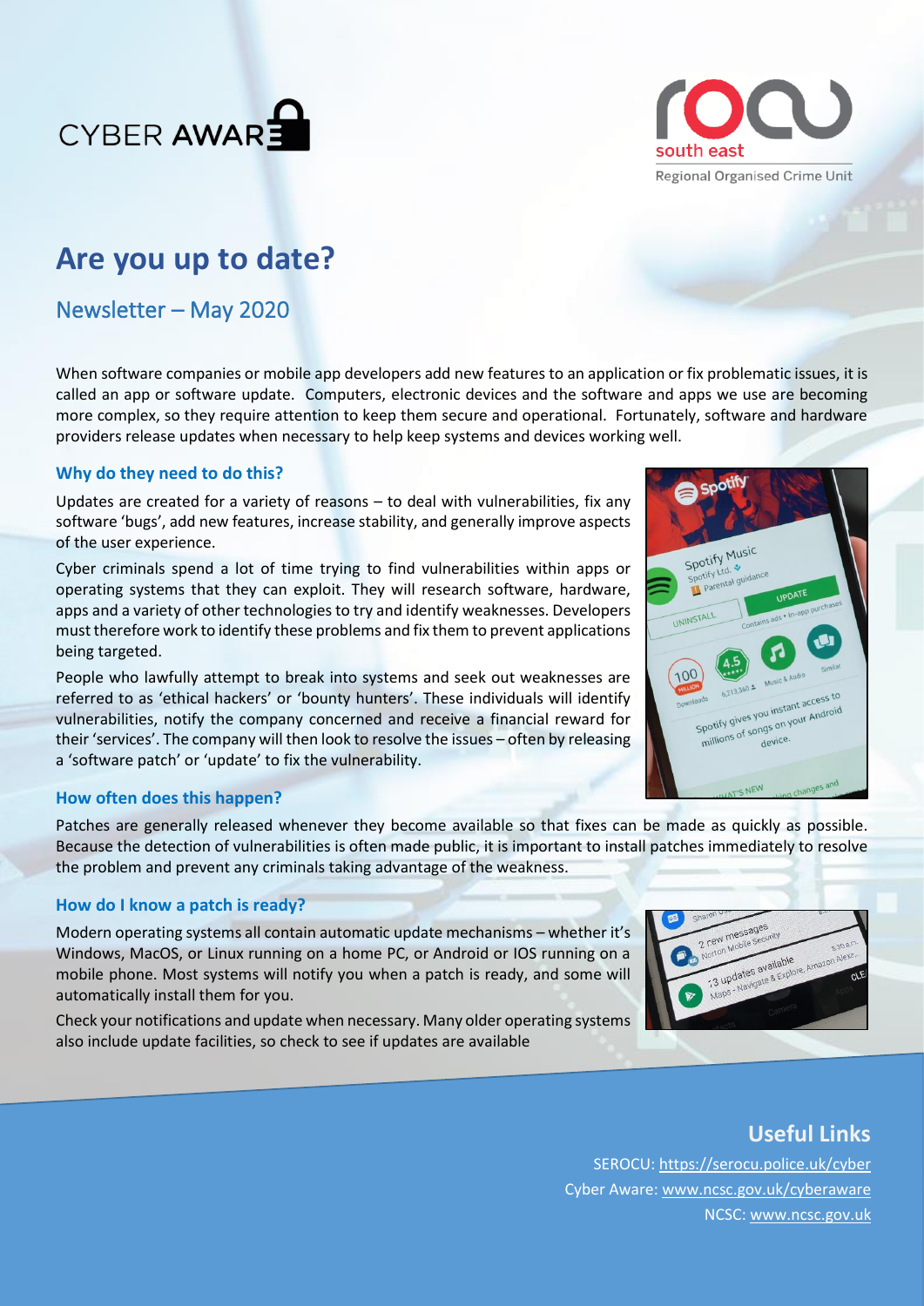# Are you up to date?

## Newsletter – May 2020

When software companies or mobile app developers add new features to an application or fix problematic issues, it is called an app or software update. Computers, electronic devices and the software and apps we use are becoming more complex, so they require attention to keep them secure and operational. Fortunately, software and hardware providers release updates when necessary to help keep systems and devices working well.

### Why do they need to do this?

Updates are created for a variety of reasons – to deal with vulnerabilities, fix any software 'bugs', add new features, increase stability, and generally improve aspects of the user experience.

Cyber criminals spend a lot of time trying to find vulnerabilities within apps or operating systems that they can exploit. They will research software, hardware, apps and a variety of other technologies to try and identify weaknesses. Developers must therefore work to identify these problems and fix them to prevent applications being targeted.

People who lawfully attempt to break into systems and seek out weaknesses are referred to as 'ethical hackers' or 'bounty hunters'. These individuals will identify vulnerabilities, notify the company concerned and receive a financial reward for their 'services'. The company will then look to resolve the issues – often by releasing a 'software patch' or 'update' to fix the vulnerability.

### How often does this happen?

Patches are generally released whenever they become available so that fixes can be made as quickly as possible. Because the detection of vulnerabilities is often made public, it is important to install patches immediately to resolve the problem and prevent any criminals taking advantage of the weakness.

### How do I know a patch is ready?

Modern operating systems all contain automatic update mechanisms – whether it's Windows, MacOS, or Linux running on a home PC, or Android or IOS running on a mobile phone. Most systems will notify you when a patch is ready, and some will automatically install them for you.

Check your notifications and update when necessary. Many older operating systems also include update facilities, so check to see if updates are available

## Useful Links

SEROCU: https://serocu.police.uk/cyber

Cyber Aware: www.ncsc.gov.uk/cyberaware

NCSC: www.ncsc.gov.uk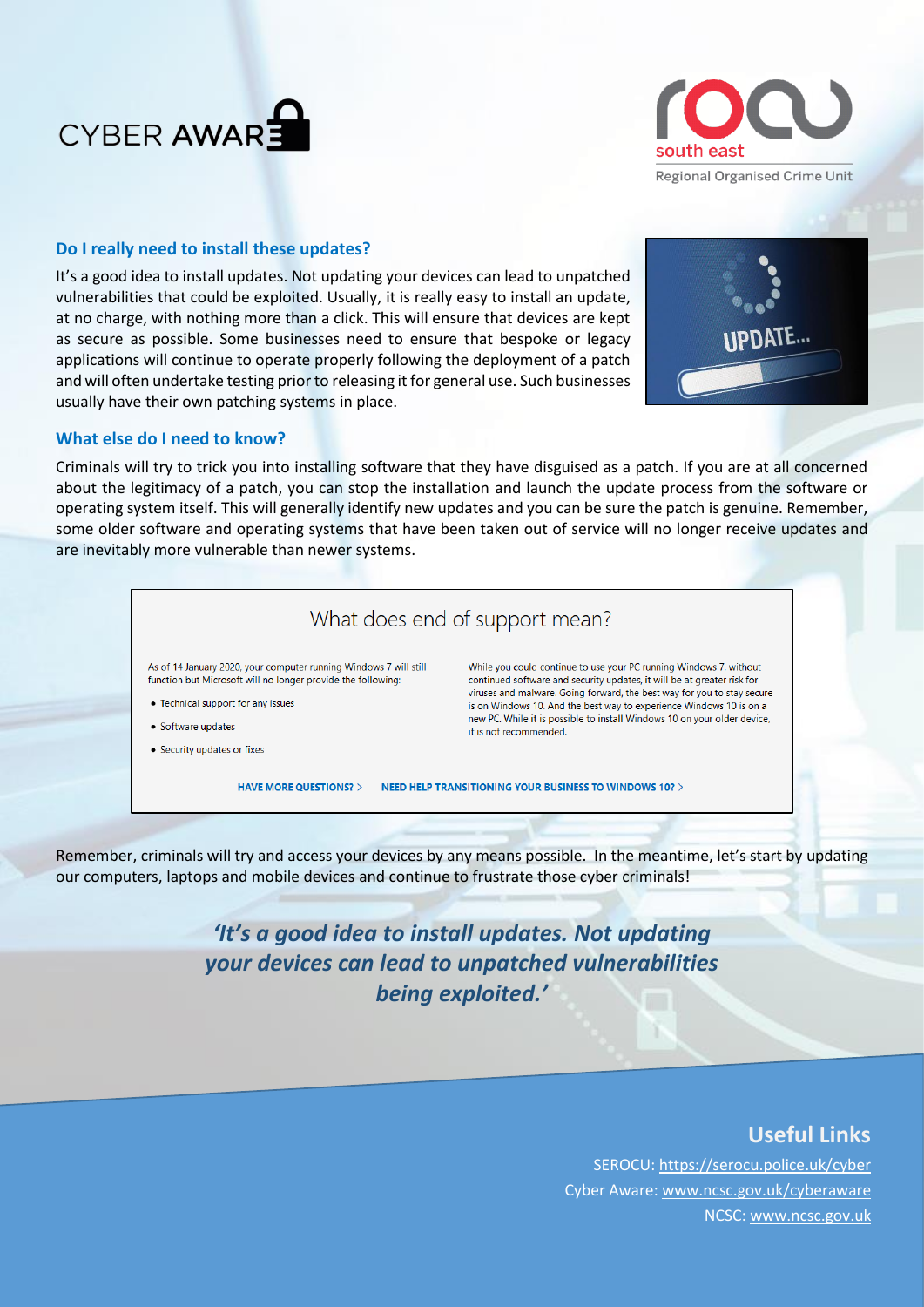## Do I really need to install these updates?

It's a good idea to install updates. Not updating your devices can lead to unpatched vulnerabilities that could be exploited. Usually, it is really easy to install an update, at no charge, with nothing more than a click. This will ensure that devices are kept as secure as possible. Some businesses need to ensure that bespoke or legacy applications will continue to operate properly following the deployment of a patch and will often undertake testing prior to releasing it for general use. Such businesses usually have their own patching systems in place.

## What else do I need to know?

Criminals will try to trick you into installing software that they have disguised as a patch. If you are at all concerned about the legitimacy of a patch, you can stop the installation and launch the update process from the software or operating system itself. This will generally identify new updates and you can be sure the patch is genuine. Remember, some older software and operating systems that have been taken out of service will no longer receive updates and are inevitably more vulnerable than newer systems.

### What does end of support mean?

As of 14 January 2020, your computer running Windows 7 will still function but Microsoft will no longer provide the following:

- Technical support for any issues
- Software updates
- Security updates or fixes

While you could continue to use your PC running Windows 7, without continued software and security updates, it will be at greater risk for viruses and malware. Going forward, the best way for you to stay secure is on Windows 10. And the best way to experience Windows 10 is on a new PC. While it is possible to install Windows 10 on your older device, it is not recommended.

HAVE MORE QUESTIONS? > NEED HELP TRANSITIONING YOUR BUSINESS TO WINDOWS 10? >

Remember, criminals will try and access your devices by any means possible. In the meantime, let's start by updating our computers, laptops and mobile devices and continue to frustrate those cyber criminals!

***'It's a good idea to install updates. Not updating your devices can lead to unpatched vulnerabilities being exploited.'***

## Useful Links

SEROCU: https://serocu.police.uk/cyber

Cyber Aware: www.ncsc.gov.uk/cyberaware

NCSC: www.ncsc.gov.uk